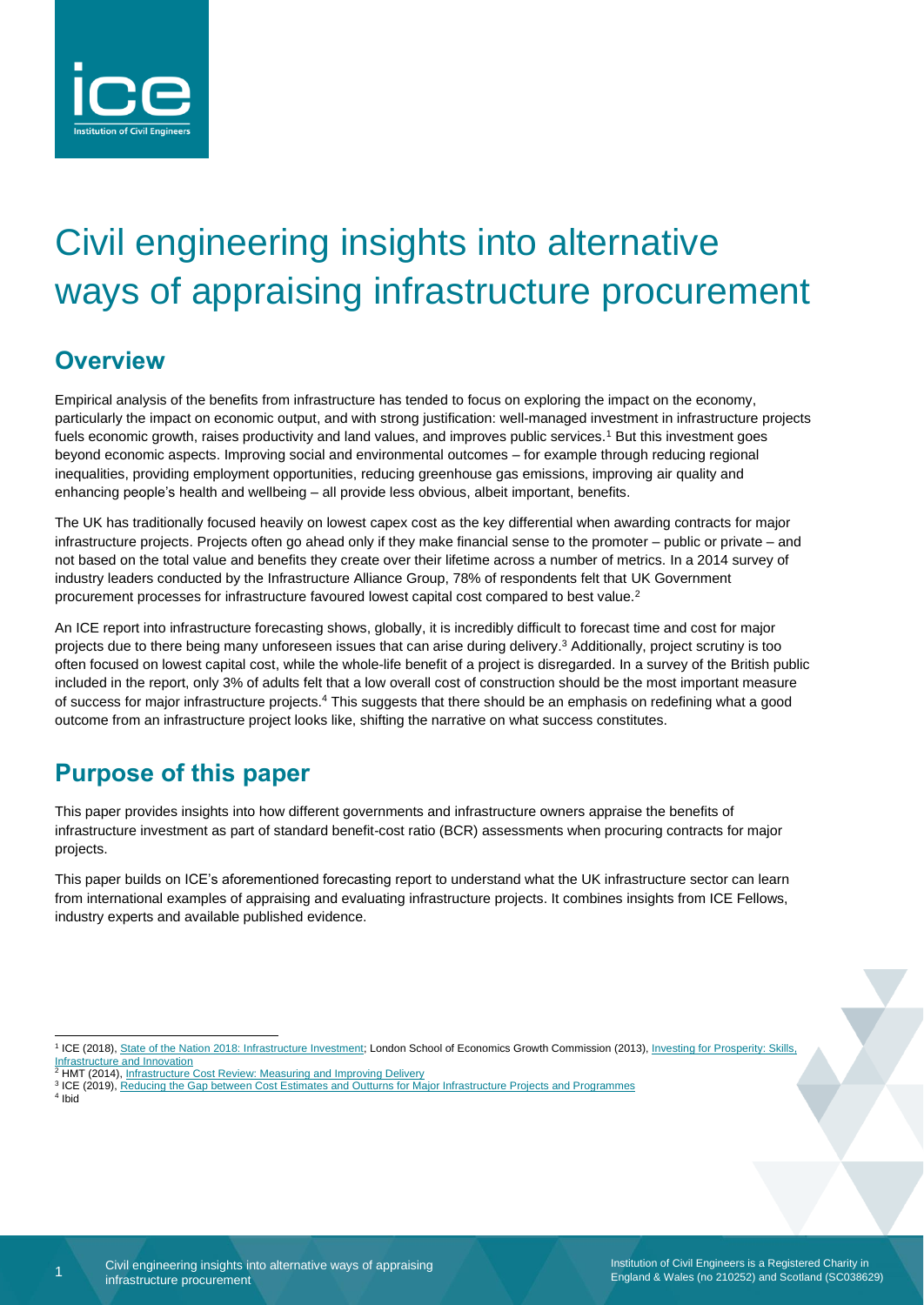# Civil engineering insights into alternative ways of appraising infrastructure procurement

## Overview

Empirical analysis of the benefits from infrastructure has tended to focus on exploring the impact on the economy, particularly the impact on economic output, and with strong justification: well-managed investment in infrastructure projects fuels economic growth, raises productivity and land values, and improves public services.[1] But this investment goes beyond economic aspects. Improving social and environmental outcomes – for example through reducing regional inequalities, providing employment opportunities, reducing greenhouse gas emissions, improving air quality and enhancing people's health and wellbeing – all provide less obvious, albeit important, benefits.

The UK has traditionally focused heavily on lowest capex cost as the key differential when awarding contracts for major infrastructure projects. Projects often go ahead only if they make financial sense to the promoter – public or private – and not based on the total value and benefits they create over their lifetime across a number of metrics. In a 2014 survey of industry leaders conducted by the Infrastructure Alliance Group, 78% of respondents felt that UK Government procurement processes for infrastructure favoured lowest capital cost compared to best value.[2]

An ICE report into infrastructure forecasting shows, globally, it is incredibly difficult to forecast time and cost for major projects due to there being many unforeseen issues that can arise during delivery.[3] Additionally, project scrutiny is too often focused on lowest capital cost, while the whole-life benefit of a project is disregarded. In a survey of the British public included in the report, only 3% of adults felt that a low overall cost of construction should be the most important measure of success for major infrastructure projects.[4] This suggests that there should be an emphasis on redefining what a good outcome from an infrastructure project looks like, shifting the narrative on what success constitutes.

## Purpose of this paper

This paper provides insights into how different governments and infrastructure owners appraise the benefits of infrastructure investment as part of standard benefit-cost ratio (BCR) assessments when procuring contracts for major projects.

This paper builds on ICE's aforementioned forecasting report to understand what the UK infrastructure sector can learn from international examples of appraising and evaluating infrastructure projects. It combines insights from ICE Fellows, industry experts and available published evidence.

---

[1] ICE (2018), State of the Nation 2018: Infrastructure Investment; London School of Economics Growth Commission (2013), Investing for Prosperity: Skills, Infrastructure and Innovation

[2] HMT (2014), Infrastructure Cost Review: Measuring and Improving Delivery

[3] ICE (2019), Reducing the Gap between Cost Estimates and Outturns for Major Infrastructure Projects and Programmes

[4] Ibid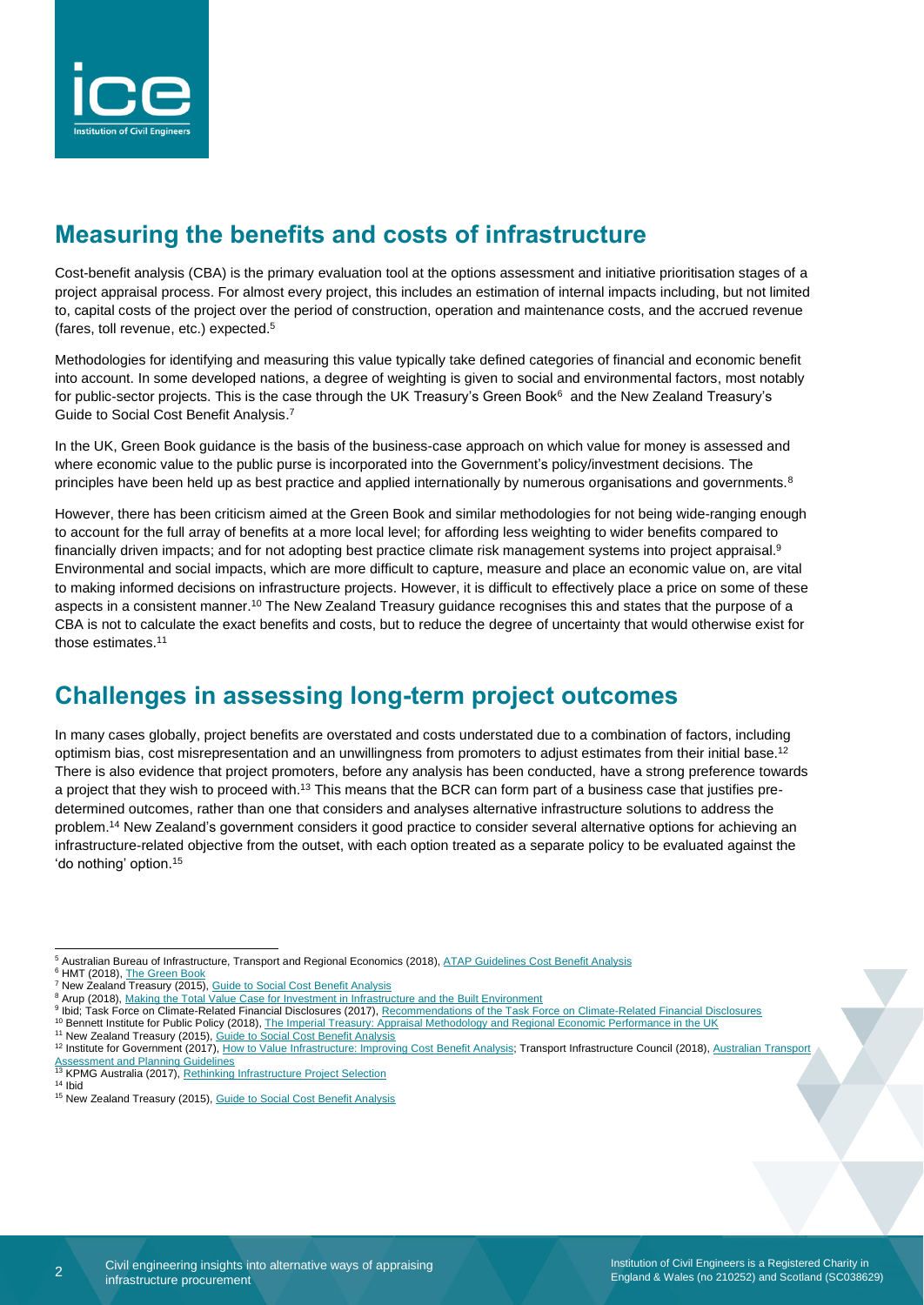## Measuring the benefits and costs of infrastructure

Cost-benefit analysis (CBA) is the primary evaluation tool at the options assessment and initiative prioritisation stages of a project appraisal process. For almost every project, this includes an estimation of internal impacts including, but not limited to, capital costs of the project over the period of construction, operation and maintenance costs, and the accrued revenue (fares, toll revenue, etc.) expected.[5]

Methodologies for identifying and measuring this value typically take defined categories of financial and economic benefit into account. In some developed nations, a degree of weighting is given to social and environmental factors, most notably for public-sector projects. This is the case through the UK Treasury's Green Book[6] and the New Zealand Treasury's Guide to Social Cost Benefit Analysis.[7]

In the UK, Green Book guidance is the basis of the business-case approach on which value for money is assessed and where economic value to the public purse is incorporated into the Government's policy/investment decisions. The principles have been held up as best practice and applied internationally by numerous organisations and governments.[8]

However, there has been criticism aimed at the Green Book and similar methodologies for not being wide-ranging enough to account for the full array of benefits at a more local level; for affording less weighting to wider benefits compared to financially driven impacts; and for not adopting best practice climate risk management systems into project appraisal.[9] Environmental and social impacts, which are more difficult to capture, measure and place an economic value on, are vital to making informed decisions on infrastructure projects. However, it is difficult to effectively place a price on some of these aspects in a consistent manner.[10] The New Zealand Treasury guidance recognises this and states that the purpose of a CBA is not to calculate the exact benefits and costs, but to reduce the degree of uncertainty that would otherwise exist for those estimates.[11]

## Challenges in assessing long-term project outcomes

In many cases globally, project benefits are overstated and costs understated due to a combination of factors, including optimism bias, cost misrepresentation and an unwillingness from promoters to adjust estimates from their initial base.[12] There is also evidence that project promoters, before any analysis has been conducted, have a strong preference towards a project that they wish to proceed with.[13] This means that the BCR can form part of a business case that justifies pre-determined outcomes, rather than one that considers and analyses alternative infrastructure solutions to address the problem.[14] New Zealand's government considers it good practice to consider several alternative options for achieving an infrastructure-related objective from the outset, with each option treated as a separate policy to be evaluated against the 'do nothing' option.[15]

---

[5] Australian Bureau of Infrastructure, Transport and Regional Economics (2018), ATAP Guidelines Cost Benefit Analysis

[6] HMT (2018), The Green Book

[7] New Zealand Treasury (2015), Guide to Social Cost Benefit Analysis

[8] Arup (2018), Making the Total Value Case for Investment in Infrastructure and the Built Environment

[9] Ibid; Task Force on Climate-Related Financial Disclosures (2017), Recommendations of the Task Force on Climate-Related Financial Disclosures

[10] Bennett Institute for Public Policy (2018), The Imperial Treasury: Appraisal Methodology and Regional Economic Performance in the UK

[11] New Zealand Treasury (2015), Guide to Social Cost Benefit Analysis

[12] Institute for Government (2017), How to Value Infrastructure: Improving Cost Benefit Analysis; Transport Infrastructure Council (2018), Australian Transport Assessment and Planning Guidelines

[13] KPMG Australia (2017), Rethinking Infrastructure Project Selection

[14] Ibid

[15] New Zealand Treasury (2015), Guide to Social Cost Benefit Analysis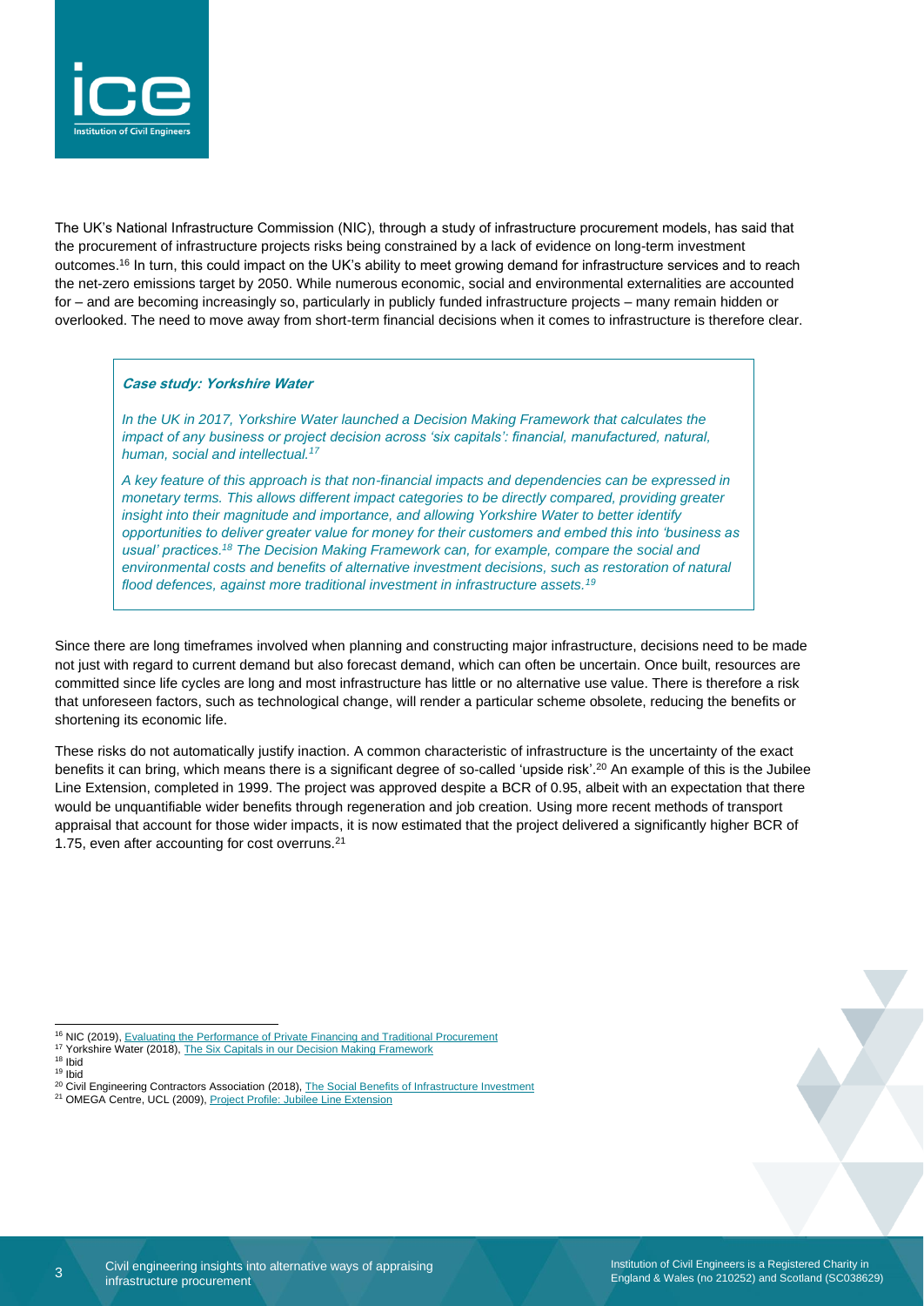The UK's National Infrastructure Commission (NIC), through a study of infrastructure procurement models, has said that the procurement of infrastructure projects risks being constrained by a lack of evidence on long-term investment outcomes.[16] In turn, this could impact on the UK's ability to meet growing demand for infrastructure services and to reach the net-zero emissions target by 2050. While numerous economic, social and environmental externalities are accounted for – and are becoming increasingly so, particularly in publicly funded infrastructure projects – many remain hidden or overlooked. The need to move away from short-term financial decisions when it comes to infrastructure is therefore clear.

> ***Case study: Yorkshire Water***
>
> *In the UK in 2017, Yorkshire Water launched a Decision Making Framework that calculates the impact of any business or project decision across 'six capitals': financial, manufactured, natural, human, social and intellectual.[17]*
>
> *A key feature of this approach is that non-financial impacts and dependencies can be expressed in monetary terms. This allows different impact categories to be directly compared, providing greater insight into their magnitude and importance, and allowing Yorkshire Water to better identify opportunities to deliver greater value for money for their customers and embed this into 'business as usual' practices.[18] The Decision Making Framework can, for example, compare the social and environmental costs and benefits of alternative investment decisions, such as restoration of natural flood defences, against more traditional investment in infrastructure assets.[19]*

Since there are long timeframes involved when planning and constructing major infrastructure, decisions need to be made not just with regard to current demand but also forecast demand, which can often be uncertain. Once built, resources are committed since life cycles are long and most infrastructure has little or no alternative use value. There is therefore a risk that unforeseen factors, such as technological change, will render a particular scheme obsolete, reducing the benefits or shortening its economic life.

These risks do not automatically justify inaction. A common characteristic of infrastructure is the uncertainty of the exact benefits it can bring, which means there is a significant degree of so-called 'upside risk'.[20] An example of this is the Jubilee Line Extension, completed in 1999. The project was approved despite a BCR of 0.95, albeit with an expectation that there would be unquantifiable wider benefits through regeneration and job creation. Using more recent methods of transport appraisal that account for those wider impacts, it is now estimated that the project delivered a significantly higher BCR of 1.75, even after accounting for cost overruns.[21]

---

[16] NIC (2019), [Evaluating the Performance of Private Financing and Traditional Procurement]
[17] Yorkshire Water (2018), [The Six Capitals in our Decision Making Framework]
[18] Ibid
[19] Ibid
[20] Civil Engineering Contractors Association (2018), [The Social Benefits of Infrastructure Investment]
[21] OMEGA Centre, UCL (2009), [Project Profile: Jubilee Line Extension]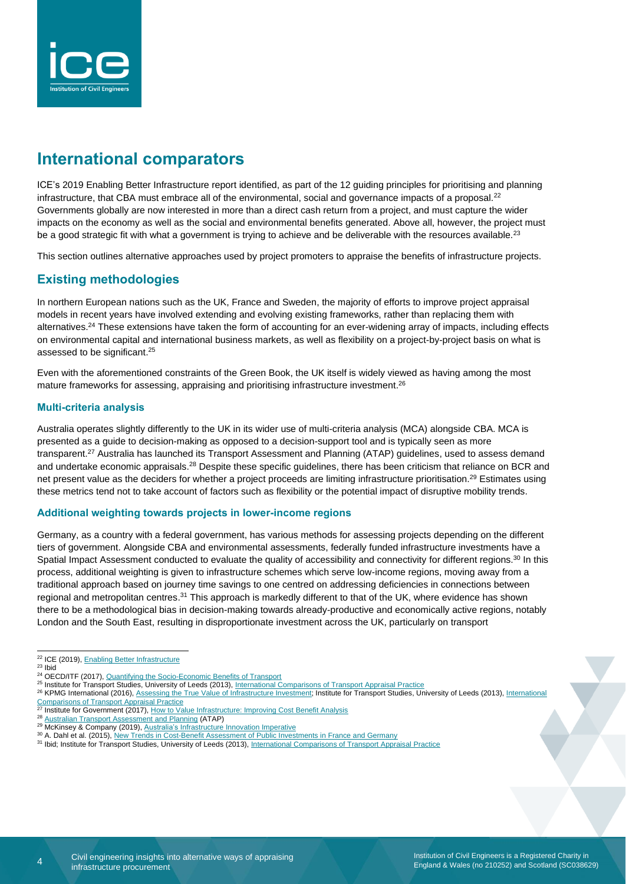# International comparators

ICE's 2019 Enabling Better Infrastructure report identified, as part of the 12 guiding principles for prioritising and planning infrastructure, that CBA must embrace all of the environmental, social and governance impacts of a proposal.[22] Governments globally are now interested in more than a direct cash return from a project, and must capture the wider impacts on the economy as well as the social and environmental benefits generated. Above all, however, the project must be a good strategic fit with what a government is trying to achieve and be deliverable with the resources available.[23]

This section outlines alternative approaches used by project promoters to appraise the benefits of infrastructure projects.

## Existing methodologies

In northern European nations such as the UK, France and Sweden, the majority of efforts to improve project appraisal models in recent years have involved extending and evolving existing frameworks, rather than replacing them with alternatives.[24] These extensions have taken the form of accounting for an ever-widening array of impacts, including effects on environmental capital and international business markets, as well as flexibility on a project-by-project basis on what is assessed to be significant.[25]

Even with the aforementioned constraints of the Green Book, the UK itself is widely viewed as having among the most mature frameworks for assessing, appraising and prioritising infrastructure investment.[26]

### Multi-criteria analysis

Australia operates slightly differently to the UK in its wider use of multi-criteria analysis (MCA) alongside CBA. MCA is presented as a guide to decision-making as opposed to a decision-support tool and is typically seen as more transparent.[27] Australia has launched its Transport Assessment and Planning (ATAP) guidelines, used to assess demand and undertake economic appraisals.[28] Despite these specific guidelines, there has been criticism that reliance on BCR and net present value as the deciders for whether a project proceeds are limiting infrastructure prioritisation.[29] Estimates using these metrics tend not to take account of factors such as flexibility or the potential impact of disruptive mobility trends.

### Additional weighting towards projects in lower-income regions

Germany, as a country with a federal government, has various methods for assessing projects depending on the different tiers of government. Alongside CBA and environmental assessments, federally funded infrastructure investments have a Spatial Impact Assessment conducted to evaluate the quality of accessibility and connectivity for different regions.[30] In this process, additional weighting is given to infrastructure schemes which serve low-income regions, moving away from a traditional approach based on journey time savings to one centred on addressing deficiencies in connections between regional and metropolitan centres.[31] This approach is markedly different to that of the UK, where evidence has shown there to be a methodological bias in decision-making towards already-productive and economically active regions, notably London and the South East, resulting in disproportionate investment across the UK, particularly on transport

---

[22] ICE (2019), Enabling Better Infrastructure
[23] Ibid
[24] OECD/ITF (2017), Quantifying the Socio-Economic Benefits of Transport
[25] Institute for Transport Studies, University of Leeds (2013), International Comparisons of Transport Appraisal Practice
[26] KPMG International (2016), Assessing the True Value of Infrastructure Investment; Institute for Transport Studies, University of Leeds (2013), International Comparisons of Transport Appraisal Practice
[27] Institute for Government (2017), How to Value Infrastructure: Improving Cost Benefit Analysis
[28] Australian Transport Assessment and Planning (ATAP)
[29] McKinsey & Company (2019), Australia's Infrastructure Innovation Imperative
[30] A. Dahl et al. (2015), New Trends in Cost-Benefit Assessment of Public Investments in France and Germany
[31] Ibid; Institute for Transport Studies, University of Leeds (2013), International Comparisons of Transport Appraisal Practice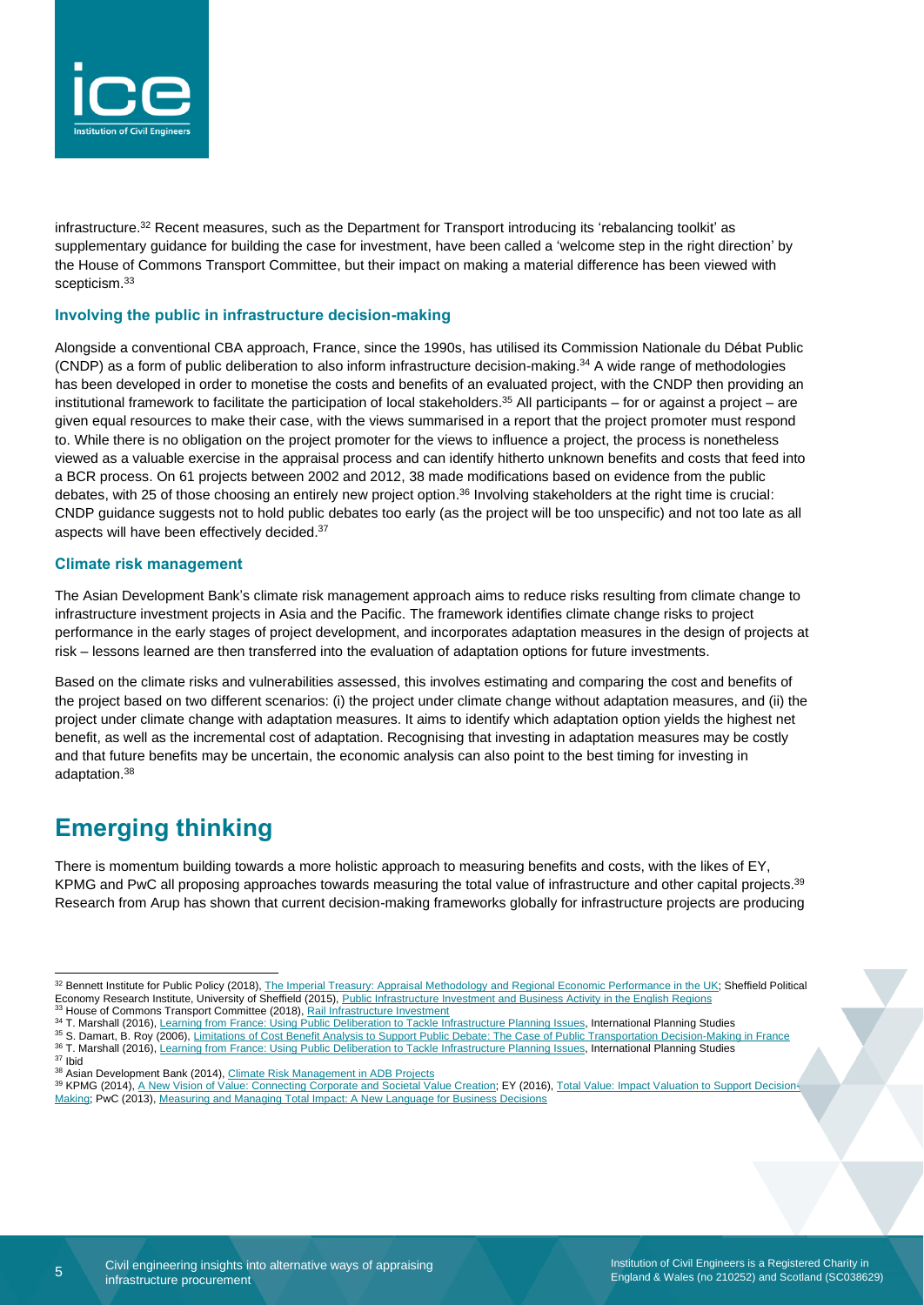infrastructure.[32] Recent measures, such as the Department for Transport introducing its 'rebalancing toolkit' as supplementary guidance for building the case for investment, have been called a 'welcome step in the right direction' by the House of Commons Transport Committee, but their impact on making a material difference has been viewed with scepticism.[33]

### Involving the public in infrastructure decision-making

Alongside a conventional CBA approach, France, since the 1990s, has utilised its Commission Nationale du Débat Public (CNDP) as a form of public deliberation to also inform infrastructure decision-making.[34] A wide range of methodologies has been developed in order to monetise the costs and benefits of an evaluated project, with the CNDP then providing an institutional framework to facilitate the participation of local stakeholders.[35] All participants – for or against a project – are given equal resources to make their case, with the views summarised in a report that the project promoter must respond to. While there is no obligation on the project promoter for the views to influence a project, the process is nonetheless viewed as a valuable exercise in the appraisal process and can identify hitherto unknown benefits and costs that feed into a BCR process. On 61 projects between 2002 and 2012, 38 made modifications based on evidence from the public debates, with 25 of those choosing an entirely new project option.[36] Involving stakeholders at the right time is crucial: CNDP guidance suggests not to hold public debates too early (as the project will be too unspecific) and not too late as all aspects will have been effectively decided.[37]

### Climate risk management

The Asian Development Bank's climate risk management approach aims to reduce risks resulting from climate change to infrastructure investment projects in Asia and the Pacific. The framework identifies climate change risks to project performance in the early stages of project development, and incorporates adaptation measures in the design of projects at risk – lessons learned are then transferred into the evaluation of adaptation options for future investments.

Based on the climate risks and vulnerabilities assessed, this involves estimating and comparing the cost and benefits of the project based on two different scenarios: (i) the project under climate change without adaptation measures, and (ii) the project under climate change with adaptation measures. It aims to identify which adaptation option yields the highest net benefit, as well as the incremental cost of adaptation. Recognising that investing in adaptation measures may be costly and that future benefits may be uncertain, the economic analysis can also point to the best timing for investing in adaptation.[38]

## Emerging thinking

There is momentum building towards a more holistic approach to measuring benefits and costs, with the likes of EY, KPMG and PwC all proposing approaches towards measuring the total value of infrastructure and other capital projects.[39] Research from Arup has shown that current decision-making frameworks globally for infrastructure projects are producing

---

[32] Bennett Institute for Public Policy (2018), The Imperial Treasury: Appraisal Methodology and Regional Economic Performance in the UK; Sheffield Political Economy Research Institute, University of Sheffield (2015), Public Infrastructure Investment and Business Activity in the English Regions
[33] House of Commons Transport Committee (2018), Rail Infrastructure Investment
[34] T. Marshall (2016), Learning from France: Using Public Deliberation to Tackle Infrastructure Planning Issues, International Planning Studies
[35] S. Damart, B. Roy (2006), Limitations of Cost Benefit Analysis to Support Public Debate: The Case of Public Transportation Decision-Making in France
[36] T. Marshall (2016), Learning from France: Using Public Deliberation to Tackle Infrastructure Planning Issues, International Planning Studies
[37] Ibid
[38] Asian Development Bank (2014), Climate Risk Management in ADB Projects
[39] KPMG (2014), A New Vision of Value: Connecting Corporate and Societal Value Creation; EY (2016), Total Value: Impact Valuation to Support Decision-Making; PwC (2013), Measuring and Managing Total Impact: A New Language for Business Decisions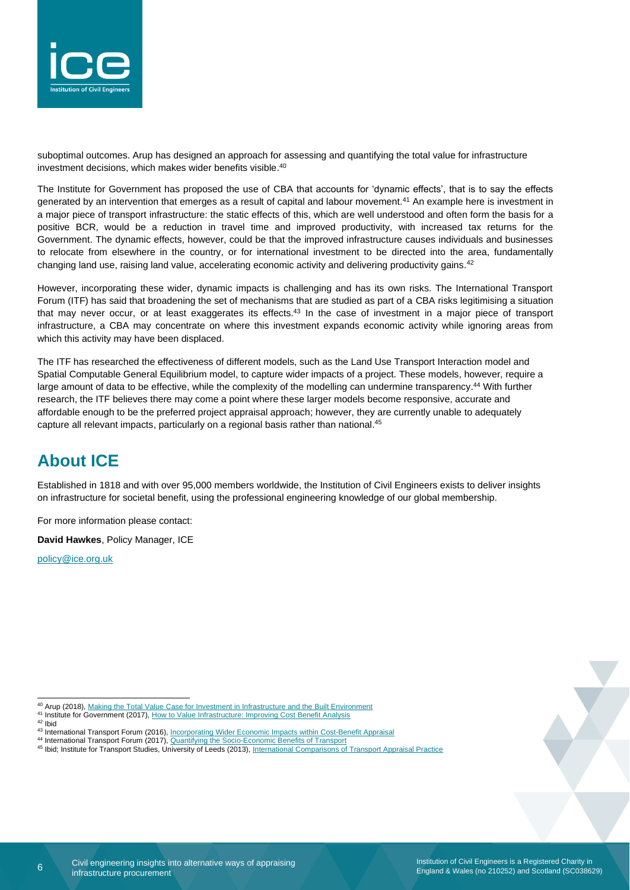suboptimal outcomes. Arup has designed an approach for assessing and quantifying the total value for infrastructure investment decisions, which makes wider benefits visible.[40]

The Institute for Government has proposed the use of CBA that accounts for 'dynamic effects', that is to say the effects generated by an intervention that emerges as a result of capital and labour movement.[41] An example here is investment in a major piece of transport infrastructure: the static effects of this, which are well understood and often form the basis for a positive BCR, would be a reduction in travel time and improved productivity, with increased tax returns for the Government. The dynamic effects, however, could be that the improved infrastructure causes individuals and businesses to relocate from elsewhere in the country, or for international investment to be directed into the area, fundamentally changing land use, raising land value, accelerating economic activity and delivering productivity gains.[42]

However, incorporating these wider, dynamic impacts is challenging and has its own risks. The International Transport Forum (ITF) has said that broadening the set of mechanisms that are studied as part of a CBA risks legitimising a situation that may never occur, or at least exaggerates its effects.[43] In the case of investment in a major piece of transport infrastructure, a CBA may concentrate on where this investment expands economic activity while ignoring areas from which this activity may have been displaced.

The ITF has researched the effectiveness of different models, such as the Land Use Transport Interaction model and Spatial Computable General Equilibrium model, to capture wider impacts of a project. These models, however, require a large amount of data to be effective, while the complexity of the modelling can undermine transparency.[44] With further research, the ITF believes there may come a point where these larger models become responsive, accurate and affordable enough to be the preferred project appraisal approach; however, they are currently unable to adequately capture all relevant impacts, particularly on a regional basis rather than national.[45]

## About ICE

Established in 1818 and with over 95,000 members worldwide, the Institution of Civil Engineers exists to deliver insights on infrastructure for societal benefit, using the professional engineering knowledge of our global membership.

For more information please contact:

**David Hawkes**, Policy Manager, ICE

policy@ice.org.uk

---

[40] Arup (2018), Making the Total Value Case for Investment in Infrastructure and the Built Environment
[41] Institute for Government (2017), How to Value Infrastructure: Improving Cost Benefit Analysis
[42] Ibid
[43] International Transport Forum (2016), Incorporating Wider Economic Impacts within Cost-Benefit Appraisal
[44] International Transport Forum (2017), Quantifying the Socio-Economic Benefits of Transport
[45] Ibid; Institute for Transport Studies, University of Leeds (2013), International Comparisons of Transport Appraisal Practice

Institution of Civil Engineers is a Registered Charity in England & Wales (no 210252) and Scotland (SC038629)